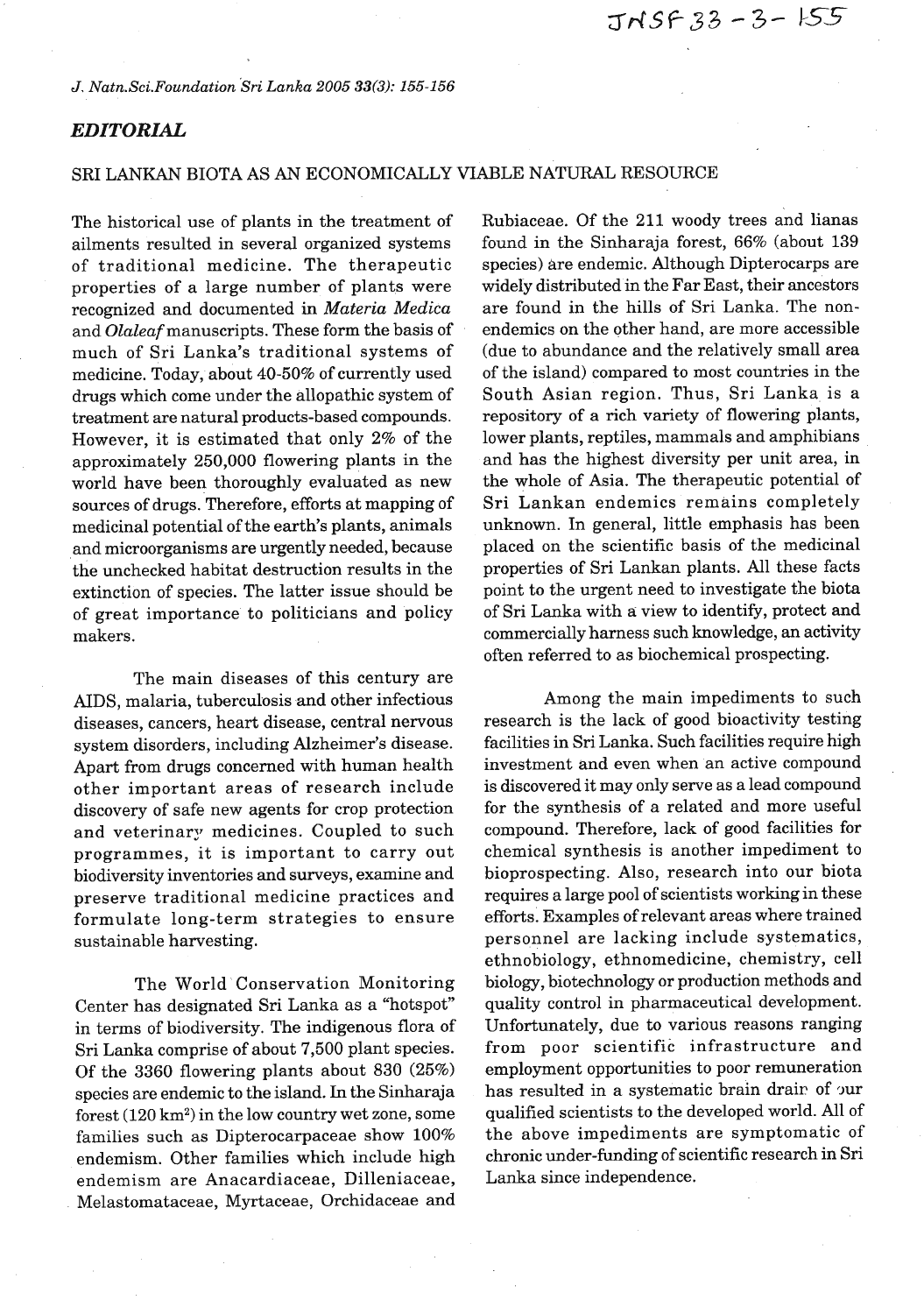## EDITORIAL

### SRI LANKAN BIOTA AS AN ECONOMICALLY VIABLE NATURAL RESOURCE

The historical use of plants in the treatment of ailments resulted in several organized systems of traditional medicine. The therapeutic properties of a large number of plants were recognized and documented in *Materia Medica* and *Olaleaf* manuscripts. These form the basis of much of Sri Lanka's traditional systems of medicine. Today, about 40-50% of currently used drugs which come under the allopathic system of treatment are natural products-based compounds. However, it is estimated that only 2% of the approximately 250,000 flowering plants in the world have been thoroughly evaluated as new sources of drugs. Therefore, efforts at mapping of medicinal potential of the earth's plants, animals and microorganisms are urgently needed, because the unchecked habitat destruction results in the extinction of species. The latter issue should be of great importance to politicians and policy makers.

The main diseases of this century are AIDS, malaria, tuberculosis and other infectious diseases, cancers, heart disease, central nervous system disorders, including Alzheimer's disease. Apart from drugs concerned with human health other important areas of research include discovery of safe new agents for crop protection and veterinary medicines. Coupled to such programmes, it is important to carry out biodiversity inventories and surveys, examine and preserve traditional medicine practices and formulate long-term strategies to ensure sustainable harvesting.

The World Conservation Monitoring Center has designated Sri Lanka as a "hotspot" in terms of biodiversity. The indigenous flora of Sri Lanka comprise of about 7,500 plant species. Of the 3360 flowering plants about 830 (25%) species are endemic to the island. In the Sinharaja forest (120 km$^2$) in the low country wet zone, some families such as Dipterocarpaceae show 100% endemism. Other families which include high endemism are Anacardiaceae, Dilleniaceae, Melastomataceae, Myrtaceae, Orchidaceae and Rubiaceae. Of the 211 woody trees and lianas found in the Sinharaja forest, 66% (about 139 species) are endemic. Although Dipterocarps are widely distributed in the Far East, their ancestors are found in the hills of Sri Lanka. The non-endemics on the other hand, are more accessible (due to abundance and the relatively small area of the island) compared to most countries in the South Asian region. Thus, Sri Lanka is a repository of a rich variety of flowering plants, lower plants, reptiles, mammals and amphibians and has the highest diversity per unit area, in the whole of Asia. The therapeutic potential of Sri Lankan endemics remains completely unknown. In general, little emphasis has been placed on the scientific basis of the medicinal properties of Sri Lankan plants. All these facts point to the urgent need to investigate the biota of Sri Lanka with a view to identify, protect and commercially harness such knowledge, an activity often referred to as biochemical prospecting.

Among the main impediments to such research is the lack of good bioactivity testing facilities in Sri Lanka. Such facilities require high investment and even when an active compound is discovered it may only serve as a lead compound for the synthesis of a related and more useful compound. Therefore, lack of good facilities for chemical synthesis is another impediment to bioprospecting. Also, research into our biota requires a large pool of scientists working in these efforts. Examples of relevant areas where trained personnel are lacking include systematics, ethnobiology, ethnomedicine, chemistry, cell biology, biotechnology or production methods and quality control in pharmaceutical development. Unfortunately, due to various reasons ranging from poor scientific infrastructure and employment opportunities to poor remuneration has resulted in a systematic brain drain of our qualified scientists to the developed world. All of the above impediments are symptomatic of chronic under-funding of scientific research in Sri Lanka since independence.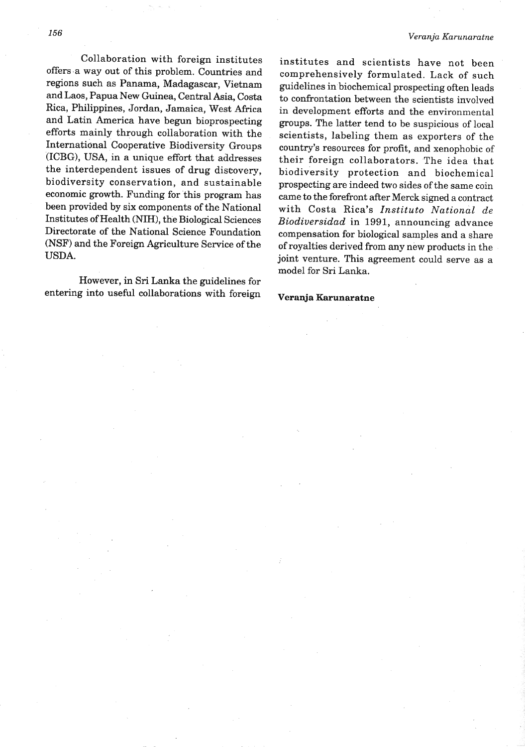Collaboration with foreign institutes offers a way out of this problem. Countries and regions such as Panama, Madagascar, Vietnam and Laos, Papua New Guinea, Central Asia, Costa Rica, Philippines, Jordan, Jamaica, West Africa and Latin America have begun bioprospecting efforts mainly through collaboration with the International Cooperative Biodiversity Groups (ICBG), USA, in a unique effort that addresses the interdependent issues of drug discovery, biodiversity conservation, and sustainable economic growth. Funding for this program has been provided by six components of the National Institutes of Health (NIH), the Biological Sciences Directorate of the National Science Foundation (NSF) and the Foreign Agriculture Service of the USDA.

However, in Sri Lanka the guidelines for entering into useful collaborations with foreign institutes and scientists have not been comprehensively formulated. Lack of such guidelines in biochemical prospecting often leads to confrontation between the scientists involved in development efforts and the environmental groups. The latter tend to be suspicious of local scientists, labeling them as exporters of the country's resources for profit, and xenophobic of their foreign collaborators. The idea that biodiversity protection and biochemical prospecting are indeed two sides of the same coin came to the forefront after Merck signed a contract with Costa Rica's *Instituto National de Biodiversidad* in 1991, announcing advance compensation for biological samples and a share of royalties derived from any new products in the joint venture. This agreement could serve as a model for Sri Lanka.

**Veranja Karunaratne**